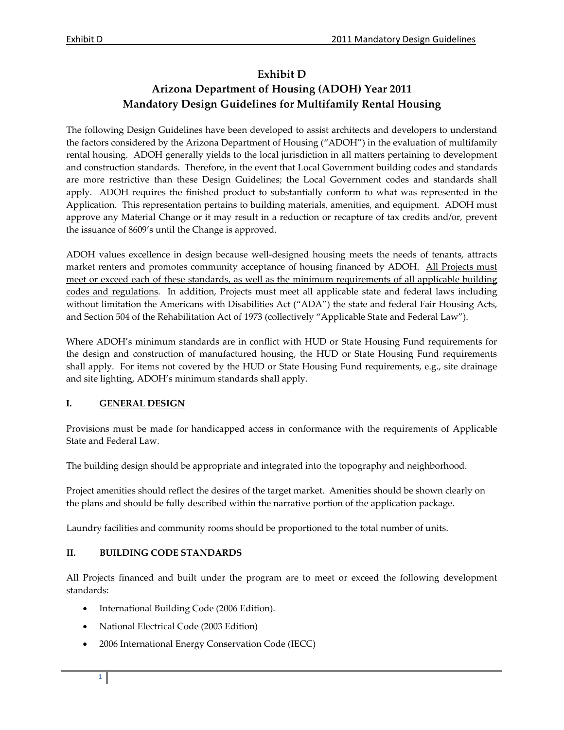# Exhibit D
# Arizona Department of Housing (ADOH) Year 2011
# Mandatory Design Guidelines for Multifamily Rental Housing

The following Design Guidelines have been developed to assist architects and developers to understand the factors considered by the Arizona Department of Housing ("ADOH") in the evaluation of multifamily rental housing. ADOH generally yields to the local jurisdiction in all matters pertaining to development and construction standards. Therefore, in the event that Local Government building codes and standards are more restrictive than these Design Guidelines; the Local Government codes and standards shall apply. ADOH requires the finished product to substantially conform to what was represented in the Application. This representation pertains to building materials, amenities, and equipment. ADOH must approve any Material Change or it may result in a reduction or recapture of tax credits and/or, prevent the issuance of 8609's until the Change is approved.

ADOH values excellence in design because well-designed housing meets the needs of tenants, attracts market renters and promotes community acceptance of housing financed by ADOH. <u>All Projects must meet or exceed each of these standards, as well as the minimum requirements of all applicable building codes and regulations</u>. In addition, Projects must meet all applicable state and federal laws including without limitation the Americans with Disabilities Act ("ADA") the state and federal Fair Housing Acts, and Section 504 of the Rehabilitation Act of 1973 (collectively "Applicable State and Federal Law").

Where ADOH's minimum standards are in conflict with HUD or State Housing Fund requirements for the design and construction of manufactured housing, the HUD or State Housing Fund requirements shall apply. For items not covered by the HUD or State Housing Fund requirements, e.g., site drainage and site lighting, ADOH's minimum standards shall apply.

## I. GENERAL DESIGN

Provisions must be made for handicapped access in conformance with the requirements of Applicable State and Federal Law.

The building design should be appropriate and integrated into the topography and neighborhood.

Project amenities should reflect the desires of the target market. Amenities should be shown clearly on the plans and should be fully described within the narrative portion of the application package.

Laundry facilities and community rooms should be proportioned to the total number of units.

## II. BUILDING CODE STANDARDS

All Projects financed and built under the program are to meet or exceed the following development standards:

- International Building Code (2006 Edition).
- National Electrical Code (2003 Edition)
- 2006 International Energy Conservation Code (IECC)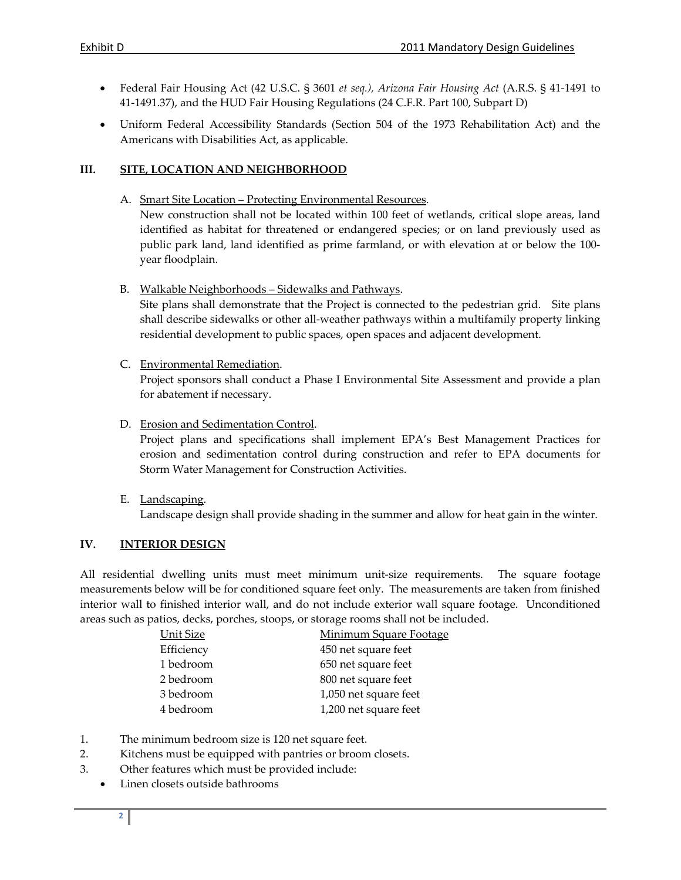- Federal Fair Housing Act (42 U.S.C. § 3601 *et seq.), Arizona Fair Housing Act* (A.R.S. § 41-1491 to 41-1491.37), and the HUD Fair Housing Regulations (24 C.F.R. Part 100, Subpart D)
- Uniform Federal Accessibility Standards (Section 504 of the 1973 Rehabilitation Act) and the Americans with Disabilities Act, as applicable.

## III. SITE, LOCATION AND NEIGHBORHOOD

A. Smart Site Location – Protecting Environmental Resources.
New construction shall not be located within 100 feet of wetlands, critical slope areas, land identified as habitat for threatened or endangered species; or on land previously used as public park land, land identified as prime farmland, or with elevation at or below the 100-year floodplain.

B. Walkable Neighborhoods – Sidewalks and Pathways.
Site plans shall demonstrate that the Project is connected to the pedestrian grid. Site plans shall describe sidewalks or other all-weather pathways within a multifamily property linking residential development to public spaces, open spaces and adjacent development.

C. Environmental Remediation.
Project sponsors shall conduct a Phase I Environmental Site Assessment and provide a plan for abatement if necessary.

D. Erosion and Sedimentation Control.
Project plans and specifications shall implement EPA's Best Management Practices for erosion and sedimentation control during construction and refer to EPA documents for Storm Water Management for Construction Activities.

E. Landscaping.
Landscape design shall provide shading in the summer and allow for heat gain in the winter.

## IV. INTERIOR DESIGN

All residential dwelling units must meet minimum unit-size requirements. The square footage measurements below will be for conditioned square feet only. The measurements are taken from finished interior wall to finished interior wall, and do not include exterior wall square footage. Unconditioned areas such as patios, decks, porches, stoops, or storage rooms shall not be included.

| Unit Size | Minimum Square Footage |
|---|---|
| Efficiency | 450 net square feet |
| 1 bedroom | 650 net square feet |
| 2 bedroom | 800 net square feet |
| 3 bedroom | 1,050 net square feet |
| 4 bedroom | 1,200 net square feet |

1. The minimum bedroom size is 120 net square feet.
2. Kitchens must be equipped with pantries or broom closets.
3. Other features which must be provided include:
   - Linen closets outside bathrooms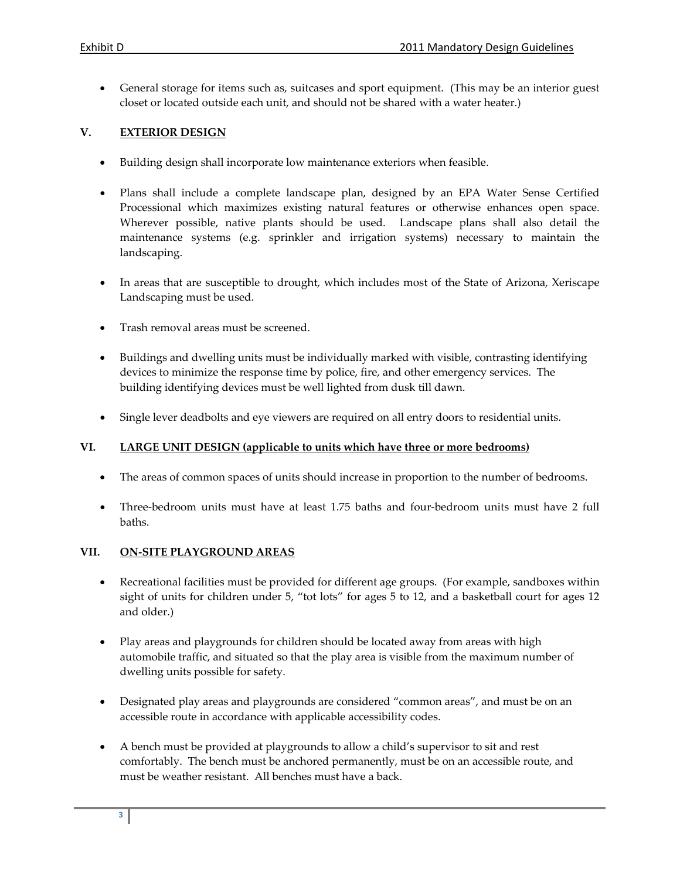- General storage for items such as, suitcases and sport equipment. (This may be an interior guest closet or located outside each unit, and should not be shared with a water heater.)

## V. EXTERIOR DESIGN

- Building design shall incorporate low maintenance exteriors when feasible.
- Plans shall include a complete landscape plan, designed by an EPA Water Sense Certified Processional which maximizes existing natural features or otherwise enhances open space. Wherever possible, native plants should be used. Landscape plans shall also detail the maintenance systems (e.g. sprinkler and irrigation systems) necessary to maintain the landscaping.
- In areas that are susceptible to drought, which includes most of the State of Arizona, Xeriscape Landscaping must be used.
- Trash removal areas must be screened.
- Buildings and dwelling units must be individually marked with visible, contrasting identifying devices to minimize the response time by police, fire, and other emergency services. The building identifying devices must be well lighted from dusk till dawn.
- Single lever deadbolts and eye viewers are required on all entry doors to residential units.

## VI. LARGE UNIT DESIGN (applicable to units which have three or more bedrooms)

- The areas of common spaces of units should increase in proportion to the number of bedrooms.
- Three-bedroom units must have at least 1.75 baths and four-bedroom units must have 2 full baths.

## VII. ON-SITE PLAYGROUND AREAS

- Recreational facilities must be provided for different age groups. (For example, sandboxes within sight of units for children under 5, "tot lots" for ages 5 to 12, and a basketball court for ages 12 and older.)
- Play areas and playgrounds for children should be located away from areas with high automobile traffic, and situated so that the play area is visible from the maximum number of dwelling units possible for safety.
- Designated play areas and playgrounds are considered "common areas", and must be on an accessible route in accordance with applicable accessibility codes.
- A bench must be provided at playgrounds to allow a child's supervisor to sit and rest comfortably. The bench must be anchored permanently, must be on an accessible route, and must be weather resistant. All benches must have a back.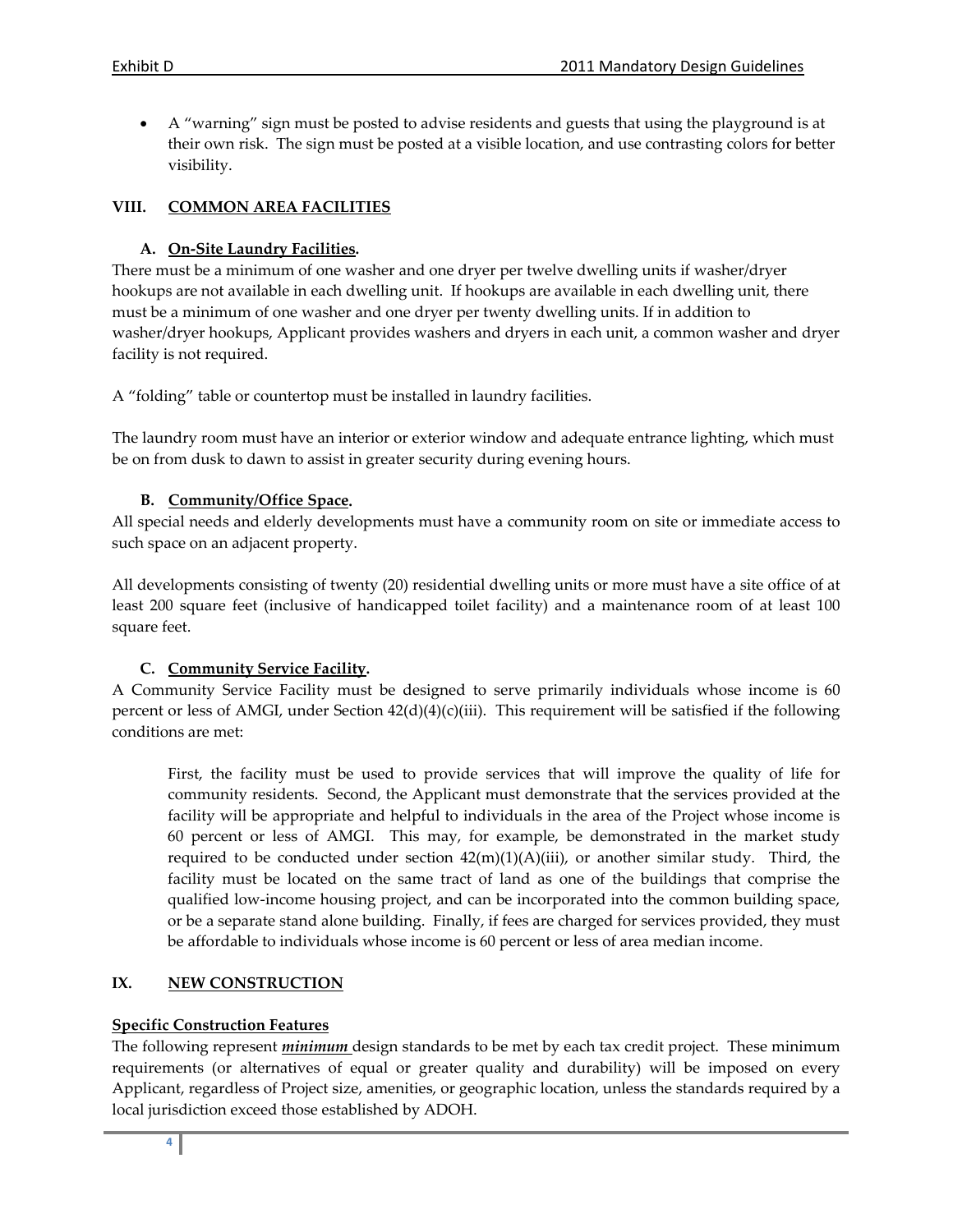- A "warning" sign must be posted to advise residents and guests that using the playground is at their own risk. The sign must be posted at a visible location, and use contrasting colors for better visibility.

## VIII. COMMON AREA FACILITIES

### A. On-Site Laundry Facilities.

There must be a minimum of one washer and one dryer per twelve dwelling units if washer/dryer hookups are not available in each dwelling unit. If hookups are available in each dwelling unit, there must be a minimum of one washer and one dryer per twenty dwelling units. If in addition to washer/dryer hookups, Applicant provides washers and dryers in each unit, a common washer and dryer facility is not required.

A "folding" table or countertop must be installed in laundry facilities.

The laundry room must have an interior or exterior window and adequate entrance lighting, which must be on from dusk to dawn to assist in greater security during evening hours.

### B. Community/Office Space.

All special needs and elderly developments must have a community room on site or immediate access to such space on an adjacent property.

All developments consisting of twenty (20) residential dwelling units or more must have a site office of at least 200 square feet (inclusive of handicapped toilet facility) and a maintenance room of at least 100 square feet.

### C. Community Service Facility.

A Community Service Facility must be designed to serve primarily individuals whose income is 60 percent or less of AMGI, under Section 42(d)(4)(c)(iii). This requirement will be satisfied if the following conditions are met:

> First, the facility must be used to provide services that will improve the quality of life for community residents. Second, the Applicant must demonstrate that the services provided at the facility will be appropriate and helpful to individuals in the area of the Project whose income is 60 percent or less of AMGI. This may, for example, be demonstrated in the market study required to be conducted under section 42(m)(1)(A)(iii), or another similar study. Third, the facility must be located on the same tract of land as one of the buildings that comprise the qualified low-income housing project, and can be incorporated into the common building space, or be a separate stand alone building. Finally, if fees are charged for services provided, they must be affordable to individuals whose income is 60 percent or less of area median income.

## IX. NEW CONSTRUCTION

**Specific Construction Features**

The following represent ***minimum*** design standards to be met by each tax credit project. These minimum requirements (or alternatives of equal or greater quality and durability) will be imposed on every Applicant, regardless of Project size, amenities, or geographic location, unless the standards required by a local jurisdiction exceed those established by ADOH.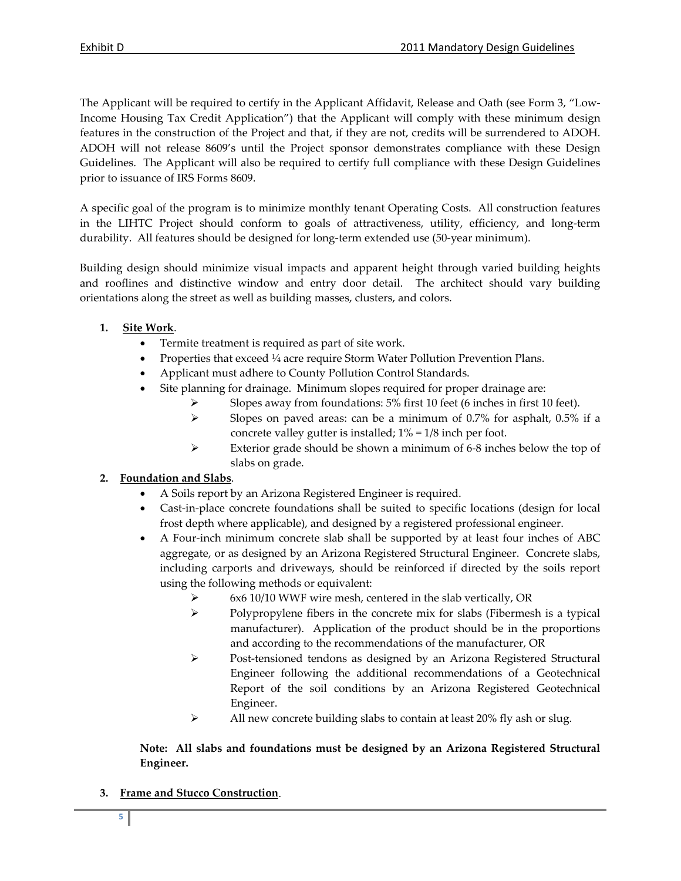The Applicant will be required to certify in the Applicant Affidavit, Release and Oath (see Form 3, "Low-Income Housing Tax Credit Application") that the Applicant will comply with these minimum design features in the construction of the Project and that, if they are not, credits will be surrendered to ADOH. ADOH will not release 8609's until the Project sponsor demonstrates compliance with these Design Guidelines. The Applicant will also be required to certify full compliance with these Design Guidelines prior to issuance of IRS Forms 8609.

A specific goal of the program is to minimize monthly tenant Operating Costs. All construction features in the LIHTC Project should conform to goals of attractiveness, utility, efficiency, and long-term durability. All features should be designed for long-term extended use (50-year minimum).

Building design should minimize visual impacts and apparent height through varied building heights and rooflines and distinctive window and entry door detail. The architect should vary building orientations along the street as well as building masses, clusters, and colors.

1. **Site Work**.
   - Termite treatment is required as part of site work.
   - Properties that exceed ¼ acre require Storm Water Pollution Prevention Plans.
   - Applicant must adhere to County Pollution Control Standards.
   - Site planning for drainage. Minimum slopes required for proper drainage are:
     - Slopes away from foundations: 5% first 10 feet (6 inches in first 10 feet).
     - Slopes on paved areas: can be a minimum of 0.7% for asphalt, 0.5% if a concrete valley gutter is installed; 1% = 1/8 inch per foot.
     - Exterior grade should be shown a minimum of 6-8 inches below the top of slabs on grade.
2. **Foundation and Slabs**.
   - A Soils report by an Arizona Registered Engineer is required.
   - Cast-in-place concrete foundations shall be suited to specific locations (design for local frost depth where applicable), and designed by a registered professional engineer.
   - A Four-inch minimum concrete slab shall be supported by at least four inches of ABC aggregate, or as designed by an Arizona Registered Structural Engineer. Concrete slabs, including carports and driveways, should be reinforced if directed by the soils report using the following methods or equivalent:
     - 6x6 10/10 WWF wire mesh, centered in the slab vertically, OR
     - Polypropylene fibers in the concrete mix for slabs (Fibermesh is a typical manufacturer). Application of the product should be in the proportions and according to the recommendations of the manufacturer, OR
     - Post-tensioned tendons as designed by an Arizona Registered Structural Engineer following the additional recommendations of a Geotechnical Report of the soil conditions by an Arizona Registered Geotechnical Engineer.
     - All new concrete building slabs to contain at least 20% fly ash or slug.

   **Note: All slabs and foundations must be designed by an Arizona Registered Structural Engineer.**

3. **Frame and Stucco Construction**.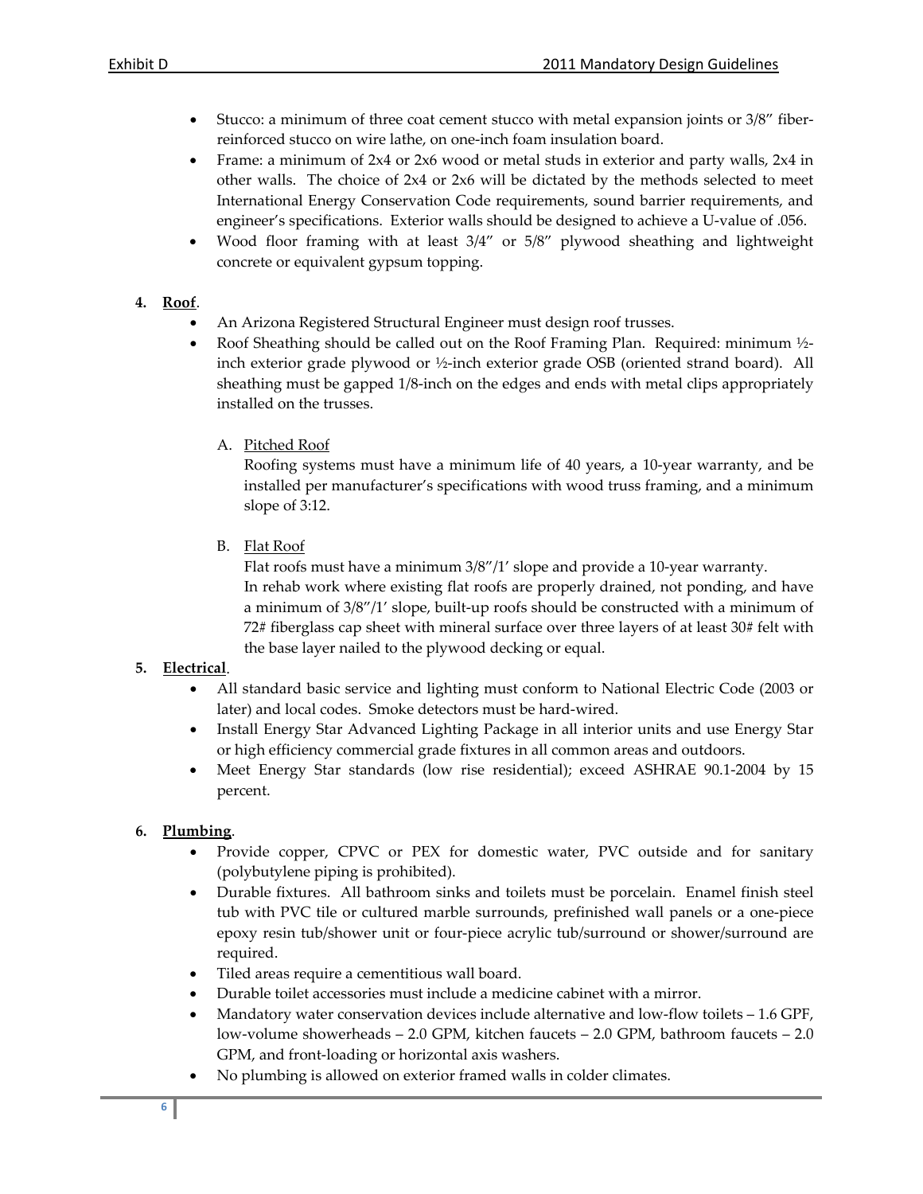- Stucco: a minimum of three coat cement stucco with metal expansion joints or 3/8" fiber-reinforced stucco on wire lathe, on one-inch foam insulation board.
- Frame: a minimum of 2x4 or 2x6 wood or metal studs in exterior and party walls, 2x4 in other walls. The choice of 2x4 or 2x6 will be dictated by the methods selected to meet International Energy Conservation Code requirements, sound barrier requirements, and engineer's specifications. Exterior walls should be designed to achieve a U-value of .056.
- Wood floor framing with at least 3/4" or 5/8" plywood sheathing and lightweight concrete or equivalent gypsum topping.

**4. Roof.**

- An Arizona Registered Structural Engineer must design roof trusses.
- Roof Sheathing should be called out on the Roof Framing Plan. Required: minimum ½-inch exterior grade plywood or ½-inch exterior grade OSB (oriented strand board). All sheathing must be gapped 1/8-inch on the edges and ends with metal clips appropriately installed on the trusses.

A. Pitched Roof

Roofing systems must have a minimum life of 40 years, a 10-year warranty, and be installed per manufacturer's specifications with wood truss framing, and a minimum slope of 3:12.

B. Flat Roof

Flat roofs must have a minimum 3/8"/1' slope and provide a 10-year warranty.
In rehab work where existing flat roofs are properly drained, not ponding, and have a minimum of 3/8"/1' slope, built-up roofs should be constructed with a minimum of 72# fiberglass cap sheet with mineral surface over three layers of at least 30# felt with the base layer nailed to the plywood decking or equal.

**5. Electrical.**

- All standard basic service and lighting must conform to National Electric Code (2003 or later) and local codes. Smoke detectors must be hard-wired.
- Install Energy Star Advanced Lighting Package in all interior units and use Energy Star or high efficiency commercial grade fixtures in all common areas and outdoors.
- Meet Energy Star standards (low rise residential); exceed ASHRAE 90.1-2004 by 15 percent.

**6. Plumbing.**

- Provide copper, CPVC or PEX for domestic water, PVC outside and for sanitary (polybutylene piping is prohibited).
- Durable fixtures. All bathroom sinks and toilets must be porcelain. Enamel finish steel tub with PVC tile or cultured marble surrounds, prefinished wall panels or a one-piece epoxy resin tub/shower unit or four-piece acrylic tub/surround or shower/surround are required.
- Tiled areas require a cementitious wall board.
- Durable toilet accessories must include a medicine cabinet with a mirror.
- Mandatory water conservation devices include alternative and low-flow toilets – 1.6 GPF, low-volume showerheads – 2.0 GPM, kitchen faucets – 2.0 GPM, bathroom faucets – 2.0 GPM, and front-loading or horizontal axis washers.
- No plumbing is allowed on exterior framed walls in colder climates.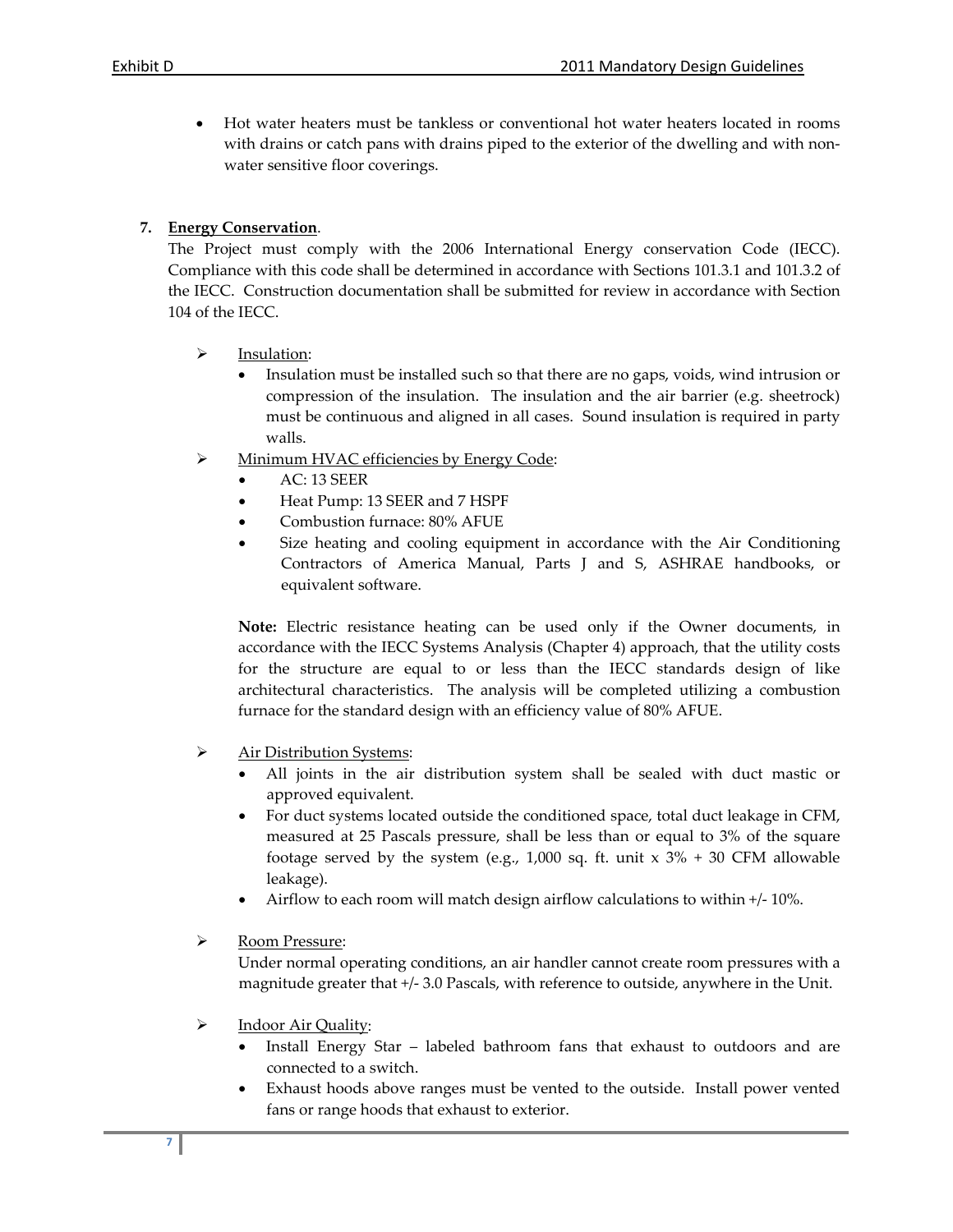- Hot water heaters must be tankless or conventional hot water heaters located in rooms with drains or catch pans with drains piped to the exterior of the dwelling and with non-water sensitive floor coverings.

7. **Energy Conservation**.

The Project must comply with the 2006 International Energy conservation Code (IECC). Compliance with this code shall be determined in accordance with Sections 101.3.1 and 101.3.2 of the IECC. Construction documentation shall be submitted for review in accordance with Section 104 of the IECC.

- Insulation:
  - Insulation must be installed such so that there are no gaps, voids, wind intrusion or compression of the insulation. The insulation and the air barrier (e.g. sheetrock) must be continuous and aligned in all cases. Sound insulation is required in party walls.
- Minimum HVAC efficiencies by Energy Code:
  - AC: 13 SEER
  - Heat Pump: 13 SEER and 7 HSPF
  - Combustion furnace: 80% AFUE
  - Size heating and cooling equipment in accordance with the Air Conditioning Contractors of America Manual, Parts J and S, ASHRAE handbooks, or equivalent software.

  **Note:** Electric resistance heating can be used only if the Owner documents, in accordance with the IECC Systems Analysis (Chapter 4) approach, that the utility costs for the structure are equal to or less than the IECC standards design of like architectural characteristics. The analysis will be completed utilizing a combustion furnace for the standard design with an efficiency value of 80% AFUE.

- Air Distribution Systems:
  - All joints in the air distribution system shall be sealed with duct mastic or approved equivalent.
  - For duct systems located outside the conditioned space, total duct leakage in CFM, measured at 25 Pascals pressure, shall be less than or equal to 3% of the square footage served by the system (e.g., 1,000 sq. ft. unit x 3% + 30 CFM allowable leakage).
  - Airflow to each room will match design airflow calculations to within +/- 10%.

- Room Pressure:

  Under normal operating conditions, an air handler cannot create room pressures with a magnitude greater that +/- 3.0 Pascals, with reference to outside, anywhere in the Unit.

- Indoor Air Quality:
  - Install Energy Star – labeled bathroom fans that exhaust to outdoors and are connected to a switch.
  - Exhaust hoods above ranges must be vented to the outside. Install power vented fans or range hoods that exhaust to exterior.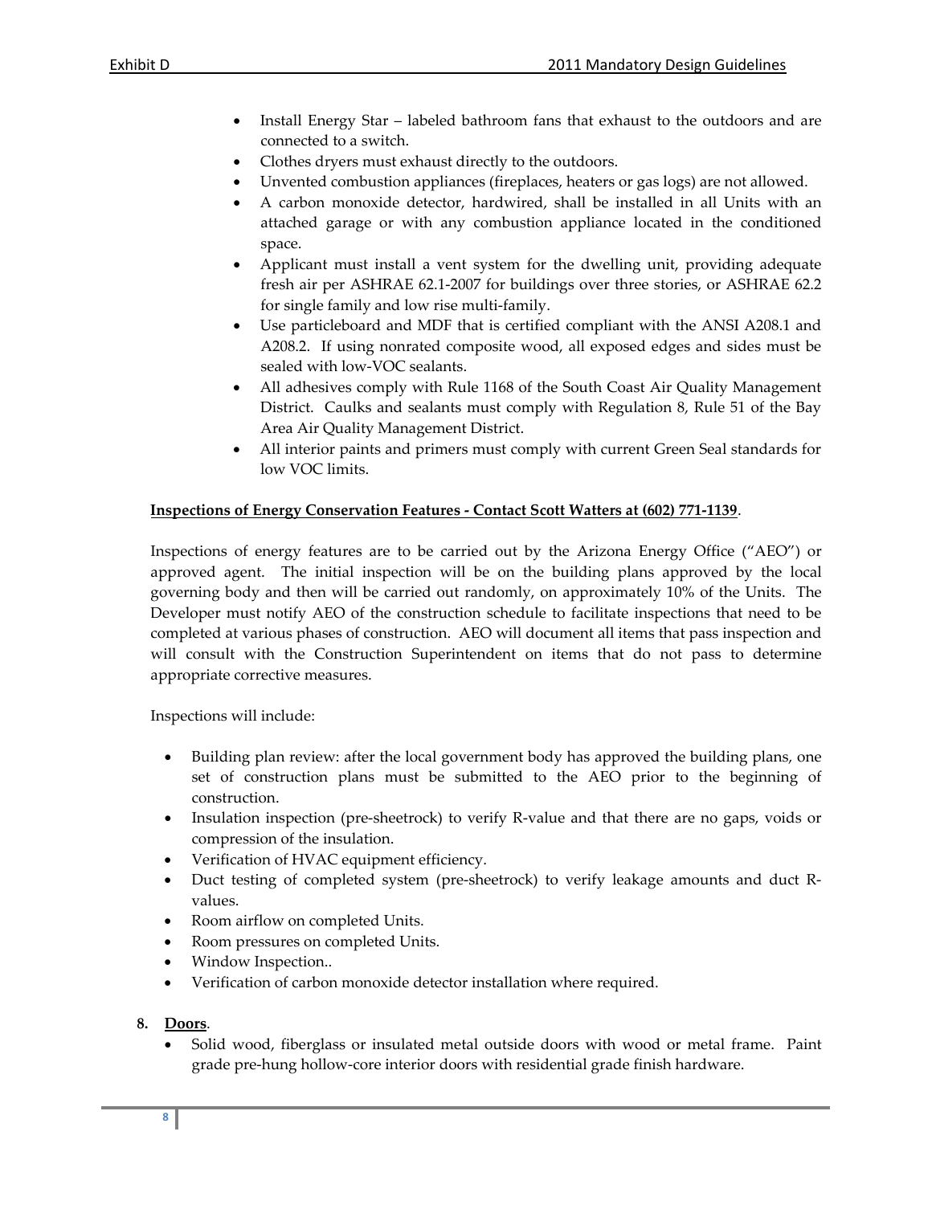- Install Energy Star – labeled bathroom fans that exhaust to the outdoors and are connected to a switch.
- Clothes dryers must exhaust directly to the outdoors.
- Unvented combustion appliances (fireplaces, heaters or gas logs) are not allowed.
- A carbon monoxide detector, hardwired, shall be installed in all Units with an attached garage or with any combustion appliance located in the conditioned space.
- Applicant must install a vent system for the dwelling unit, providing adequate fresh air per ASHRAE 62.1-2007 for buildings over three stories, or ASHRAE 62.2 for single family and low rise multi-family.
- Use particleboard and MDF that is certified compliant with the ANSI A208.1 and A208.2. If using nonrated composite wood, all exposed edges and sides must be sealed with low-VOC sealants.
- All adhesives comply with Rule 1168 of the South Coast Air Quality Management District. Caulks and sealants must comply with Regulation 8, Rule 51 of the Bay Area Air Quality Management District.
- All interior paints and primers must comply with current Green Seal standards for low VOC limits.

**Inspections of Energy Conservation Features - Contact Scott Watters at (602) 771-1139**.

Inspections of energy features are to be carried out by the Arizona Energy Office ("AEO") or approved agent. The initial inspection will be on the building plans approved by the local governing body and then will be carried out randomly, on approximately 10% of the Units. The Developer must notify AEO of the construction schedule to facilitate inspections that need to be completed at various phases of construction. AEO will document all items that pass inspection and will consult with the Construction Superintendent on items that do not pass to determine appropriate corrective measures.

Inspections will include:

- Building plan review: after the local government body has approved the building plans, one set of construction plans must be submitted to the AEO prior to the beginning of construction.
- Insulation inspection (pre-sheetrock) to verify R-value and that there are no gaps, voids or compression of the insulation.
- Verification of HVAC equipment efficiency.
- Duct testing of completed system (pre-sheetrock) to verify leakage amounts and duct R-values.
- Room airflow on completed Units.
- Room pressures on completed Units.
- Window Inspection..
- Verification of carbon monoxide detector installation where required.

**8. Doors**.

- Solid wood, fiberglass or insulated metal outside doors with wood or metal frame. Paint grade pre-hung hollow-core interior doors with residential grade finish hardware.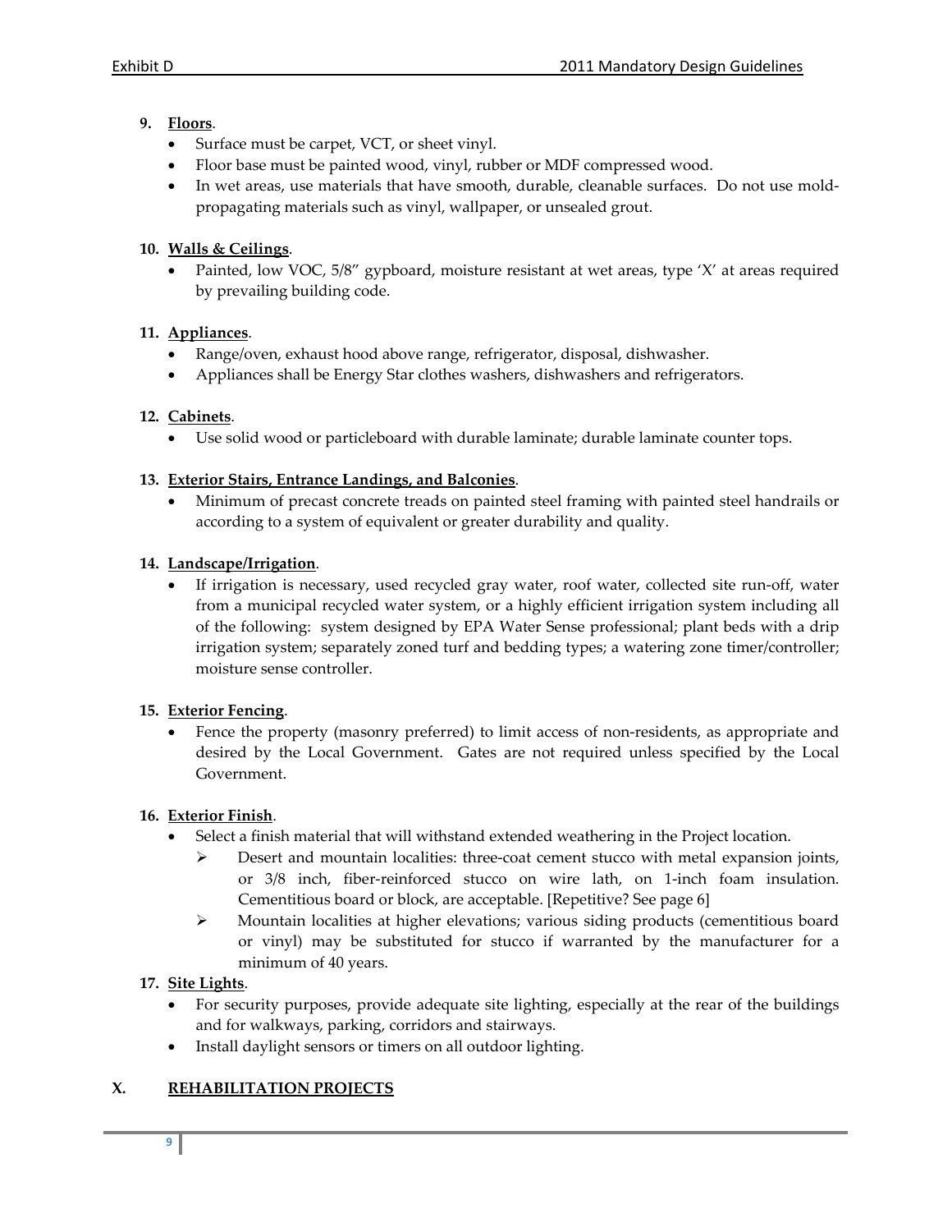9. **Floors**.
   - Surface must be carpet, VCT, or sheet vinyl.
   - Floor base must be painted wood, vinyl, rubber or MDF compressed wood.
   - In wet areas, use materials that have smooth, durable, cleanable surfaces. Do not use mold-propagating materials such as vinyl, wallpaper, or unsealed grout.

10. **Walls & Ceilings**.
    - Painted, low VOC, 5/8" gypboard, moisture resistant at wet areas, type 'X' at areas required by prevailing building code.

11. **Appliances**.
    - Range/oven, exhaust hood above range, refrigerator, disposal, dishwasher.
    - Appliances shall be Energy Star clothes washers, dishwashers and refrigerators.

12. **Cabinets**.
    - Use solid wood or particleboard with durable laminate; durable laminate counter tops.

13. **Exterior Stairs, Entrance Landings, and Balconies**.
    - Minimum of precast concrete treads on painted steel framing with painted steel handrails or according to a system of equivalent or greater durability and quality.

14. **Landscape/Irrigation**.
    - If irrigation is necessary, used recycled gray water, roof water, collected site run-off, water from a municipal recycled water system, or a highly efficient irrigation system including all of the following: system designed by EPA Water Sense professional; plant beds with a drip irrigation system; separately zoned turf and bedding types; a watering zone timer/controller; moisture sense controller.

15. **Exterior Fencing**.
    - Fence the property (masonry preferred) to limit access of non-residents, as appropriate and desired by the Local Government. Gates are not required unless specified by the Local Government.

16. **Exterior Finish**.
    - Select a finish material that will withstand extended weathering in the Project location.
      - Desert and mountain localities: three-coat cement stucco with metal expansion joints, or 3/8 inch, fiber-reinforced stucco on wire lath, on 1-inch foam insulation. Cementitious board or block, are acceptable. [Repetitive? See page 6]
      - Mountain localities at higher elevations; various siding products (cementitious board or vinyl) may be substituted for stucco if warranted by the manufacturer for a minimum of 40 years.

17. **Site Lights**.
    - For security purposes, provide adequate site lighting, especially at the rear of the buildings and for walkways, parking, corridors and stairways.
    - Install daylight sensors or timers on all outdoor lighting.

## X. REHABILITATION PROJECTS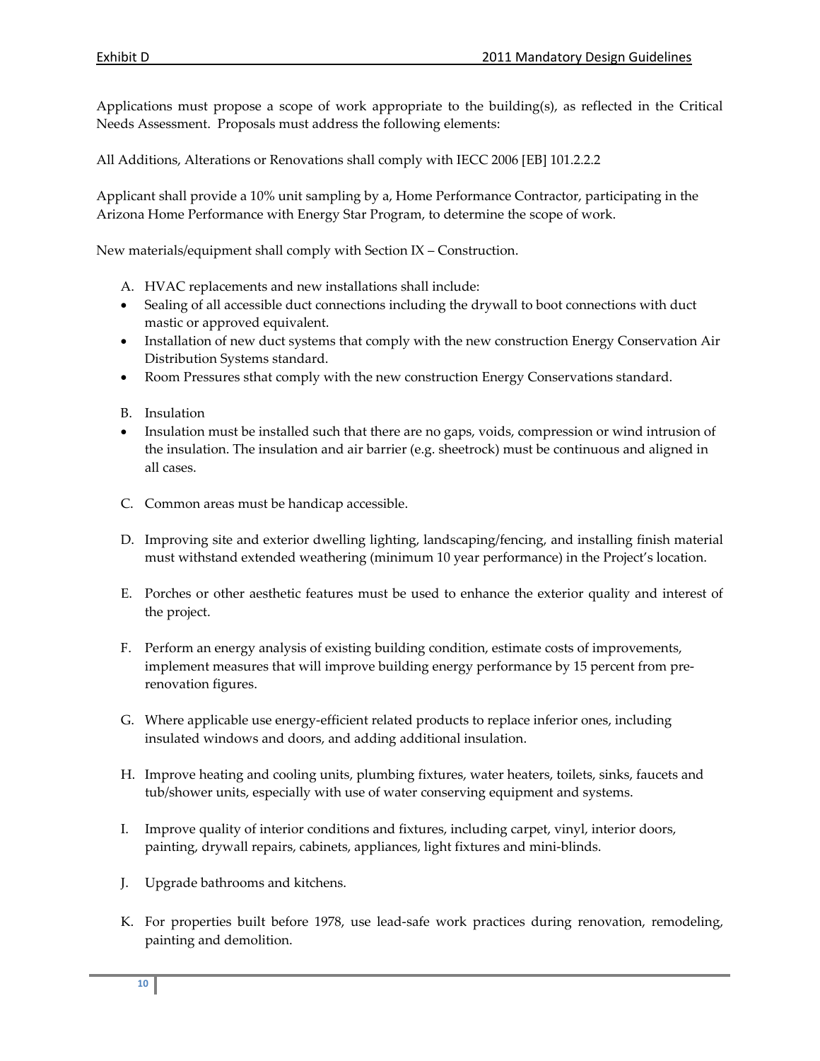Applications must propose a scope of work appropriate to the building(s), as reflected in the Critical Needs Assessment. Proposals must address the following elements:

All Additions, Alterations or Renovations shall comply with IECC 2006 [EB] 101.2.2.2

Applicant shall provide a 10% unit sampling by a, Home Performance Contractor, participating in the Arizona Home Performance with Energy Star Program, to determine the scope of work.

New materials/equipment shall comply with Section IX – Construction.

A. HVAC replacements and new installations shall include:
   - Sealing of all accessible duct connections including the drywall to boot connections with duct mastic or approved equivalent.
   - Installation of new duct systems that comply with the new construction Energy Conservation Air Distribution Systems standard.
   - Room Pressures sthat comply with the new construction Energy Conservations standard.

B. Insulation
   - Insulation must be installed such that there are no gaps, voids, compression or wind intrusion of the insulation. The insulation and air barrier (e.g. sheetrock) must be continuous and aligned in all cases.

C. Common areas must be handicap accessible.

D. Improving site and exterior dwelling lighting, landscaping/fencing, and installing finish material must withstand extended weathering (minimum 10 year performance) in the Project's location.

E. Porches or other aesthetic features must be used to enhance the exterior quality and interest of the project.

F. Perform an energy analysis of existing building condition, estimate costs of improvements, implement measures that will improve building energy performance by 15 percent from pre-renovation figures.

G. Where applicable use energy-efficient related products to replace inferior ones, including insulated windows and doors, and adding additional insulation.

H. Improve heating and cooling units, plumbing fixtures, water heaters, toilets, sinks, faucets and tub/shower units, especially with use of water conserving equipment and systems.

I. Improve quality of interior conditions and fixtures, including carpet, vinyl, interior doors, painting, drywall repairs, cabinets, appliances, light fixtures and mini-blinds.

J. Upgrade bathrooms and kitchens.

K. For properties built before 1978, use lead-safe work practices during renovation, remodeling, painting and demolition.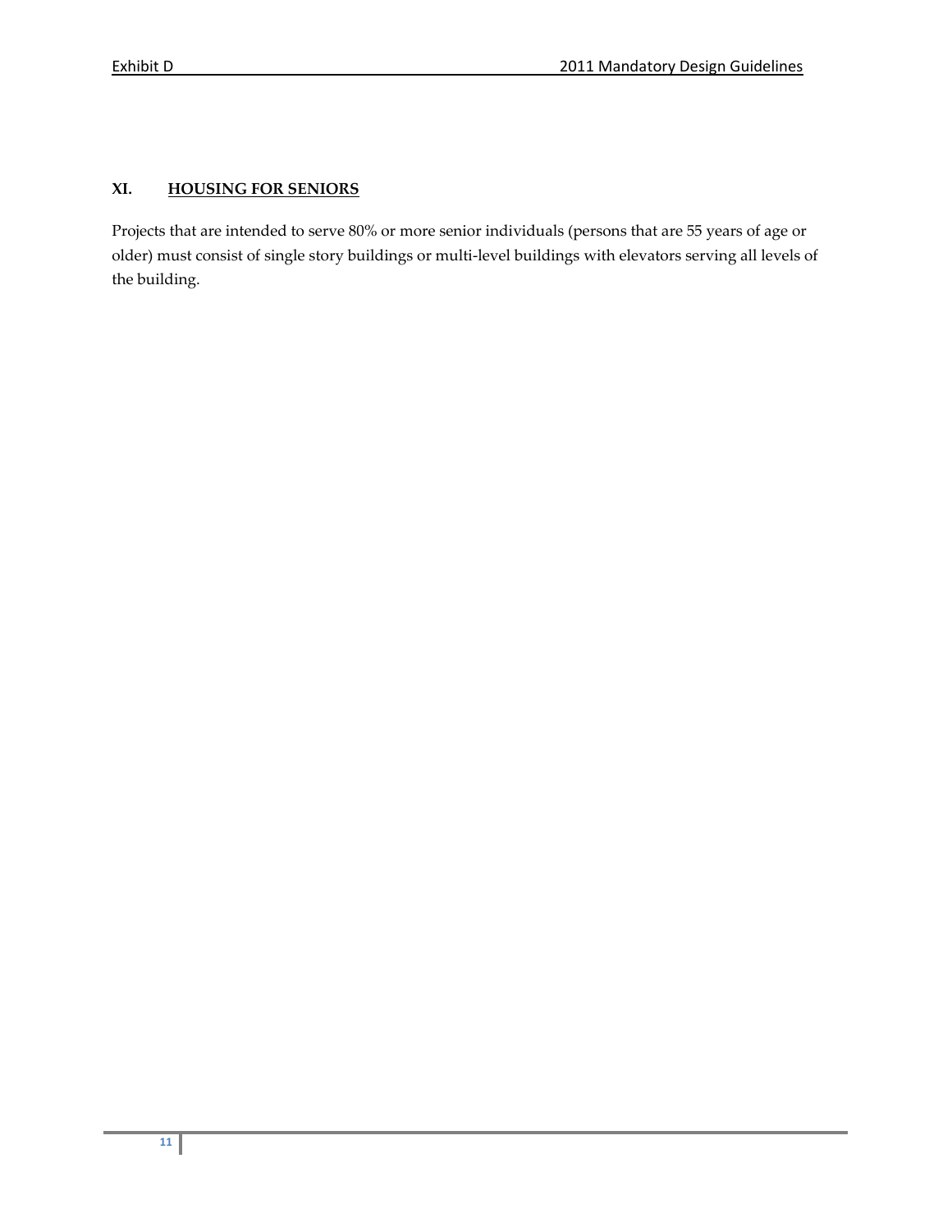## XI. HOUSING FOR SENIORS

Projects that are intended to serve 80% or more senior individuals (persons that are 55 years of age or older) must consist of single story buildings or multi-level buildings with elevators serving all levels of the building.